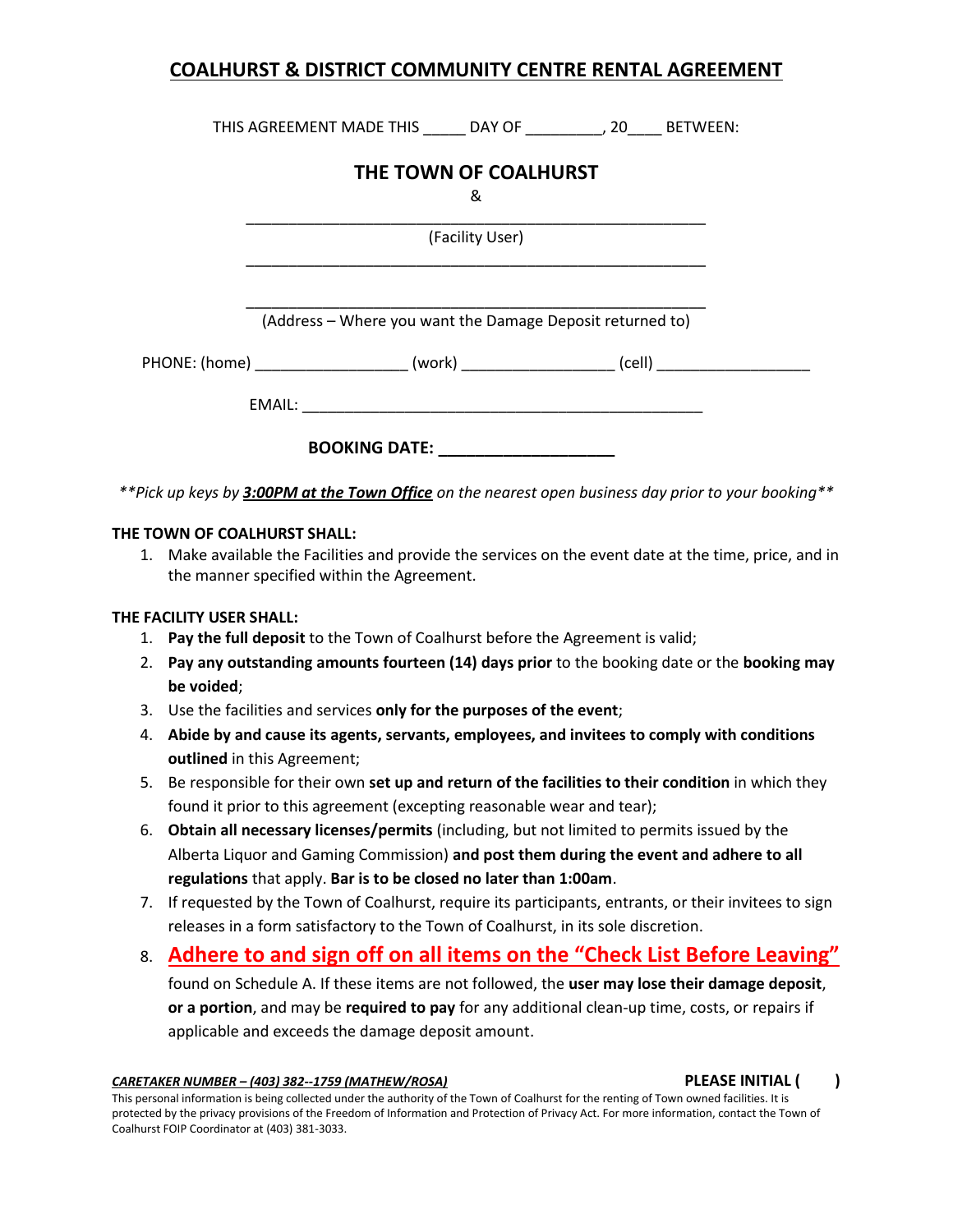# COALHURST & DISTRICT COMMUNITY CENTRE RENTAL AGREEMENT

THIS AGREEMENT MADE THIS _____ DAY OF _________, 20____ BETWEEN:

**THE TOWN OF COALHURST**

&

_______________________________________________________

(Facility User)

_______________________________________________________

_______________________________________________________

(Address – Where you want the Damage Deposit returned to)

PHONE: (home) _________________ (work) _________________ (cell) _________________

EMAIL: _______________________________________________

**BOOKING DATE: ___________________**

*\*\*Pick up keys by **3:00PM at the Town Office** on the nearest open business day prior to your booking\*\**

**THE TOWN OF COALHURST SHALL:**

1. Make available the Facilities and provide the services on the event date at the time, price, and in the manner specified within the Agreement.

**THE FACILITY USER SHALL:**

1. **Pay the full deposit** to the Town of Coalhurst before the Agreement is valid;
2. **Pay any outstanding amounts fourteen (14) days prior** to the booking date or the **booking may be voided**;
3. Use the facilities and services **only for the purposes of the event**;
4. **Abide by and cause its agents, servants, employees, and invitees to comply with conditions outlined** in this Agreement;
5. Be responsible for their own **set up and return of the facilities to their condition** in which they found it prior to this agreement (excepting reasonable wear and tear);
6. **Obtain all necessary licenses/permits** (including, but not limited to permits issued by the Alberta Liquor and Gaming Commission) **and post them during the event and adhere to all regulations** that apply. **Bar is to be closed no later than 1:00am**.
7. If requested by the Town of Coalhurst, require its participants, entrants, or their invitees to sign releases in a form satisfactory to the Town of Coalhurst, in its sole discretion.
8. **Adhere to and sign off on all items on the "Check List Before Leaving"** found on Schedule A. If these items are not followed, the **user may lose their damage deposit**, **or a portion**, and may be **required to pay** for any additional clean-up time, costs, or repairs if applicable and exceeds the damage deposit amount.

***CARETAKER NUMBER – (403) 382--1759 (MATHEW/ROSA)*** **PLEASE INITIAL (    )**

This personal information is being collected under the authority of the Town of Coalhurst for the renting of Town owned facilities. It is protected by the privacy provisions of the Freedom of Information and Protection of Privacy Act. For more information, contact the Town of Coalhurst FOIP Coordinator at (403) 381-3033.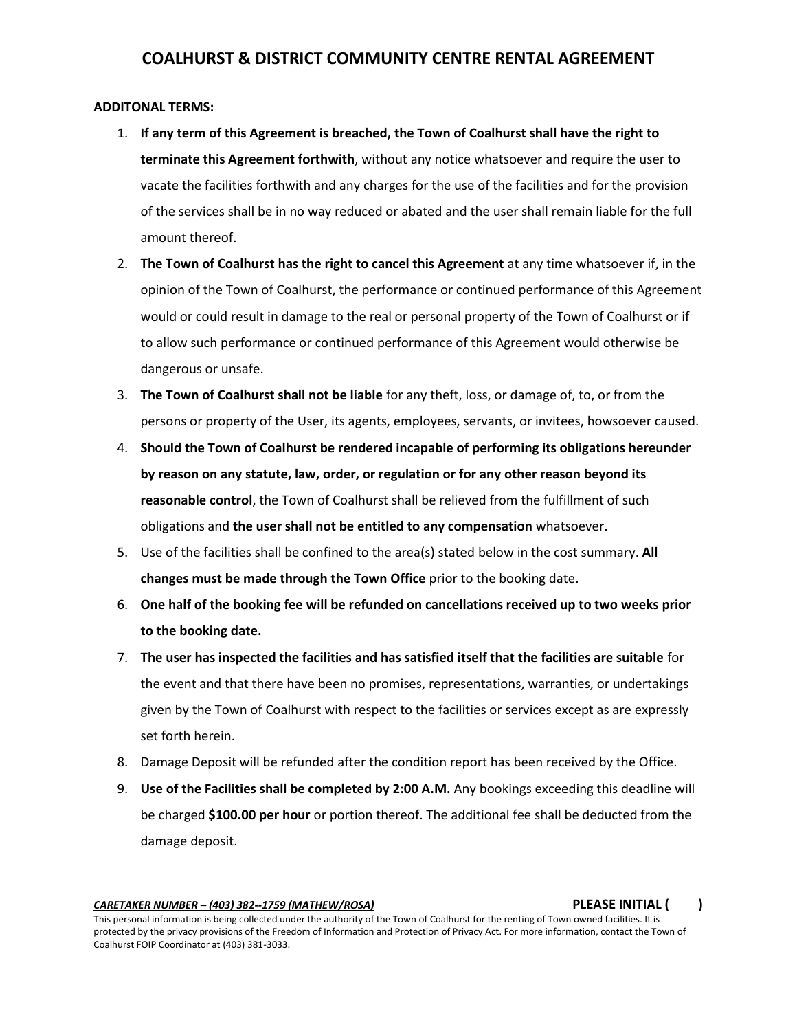# COALHURST & DISTRICT COMMUNITY CENTRE RENTAL AGREEMENT

**ADDITONAL TERMS:**

1. **If any term of this Agreement is breached, the Town of Coalhurst shall have the right to terminate this Agreement forthwith**, without any notice whatsoever and require the user to vacate the facilities forthwith and any charges for the use of the facilities and for the provision of the services shall be in no way reduced or abated and the user shall remain liable for the full amount thereof.
2. **The Town of Coalhurst has the right to cancel this Agreement** at any time whatsoever if, in the opinion of the Town of Coalhurst, the performance or continued performance of this Agreement would or could result in damage to the real or personal property of the Town of Coalhurst or if to allow such performance or continued performance of this Agreement would otherwise be dangerous or unsafe.
3. **The Town of Coalhurst shall not be liable** for any theft, loss, or damage of, to, or from the persons or property of the User, its agents, employees, servants, or invitees, howsoever caused.
4. **Should the Town of Coalhurst be rendered incapable of performing its obligations hereunder by reason on any statute, law, order, or regulation or for any other reason beyond its reasonable control**, the Town of Coalhurst shall be relieved from the fulfillment of such obligations and **the user shall not be entitled to any compensation** whatsoever.
5. Use of the facilities shall be confined to the area(s) stated below in the cost summary. **All changes must be made through the Town Office** prior to the booking date.
6. **One half of the booking fee will be refunded on cancellations received up to two weeks prior to the booking date.**
7. **The user has inspected the facilities and has satisfied itself that the facilities are suitable** for the event and that there have been no promises, representations, warranties, or undertakings given by the Town of Coalhurst with respect to the facilities or services except as are expressly set forth herein.
8. Damage Deposit will be refunded after the condition report has been received by the Office.
9. **Use of the Facilities shall be completed by 2:00 A.M.** Any bookings exceeding this deadline will be charged **$100.00 per hour** or portion thereof. The additional fee shall be deducted from the damage deposit.

***CARETAKER NUMBER – (403) 382--1759 (MATHEW/ROSA)*** **PLEASE INITIAL (   )**

This personal information is being collected under the authority of the Town of Coalhurst for the renting of Town owned facilities. It is protected by the privacy provisions of the Freedom of Information and Protection of Privacy Act. For more information, contact the Town of Coalhurst FOIP Coordinator at (403) 381-3033.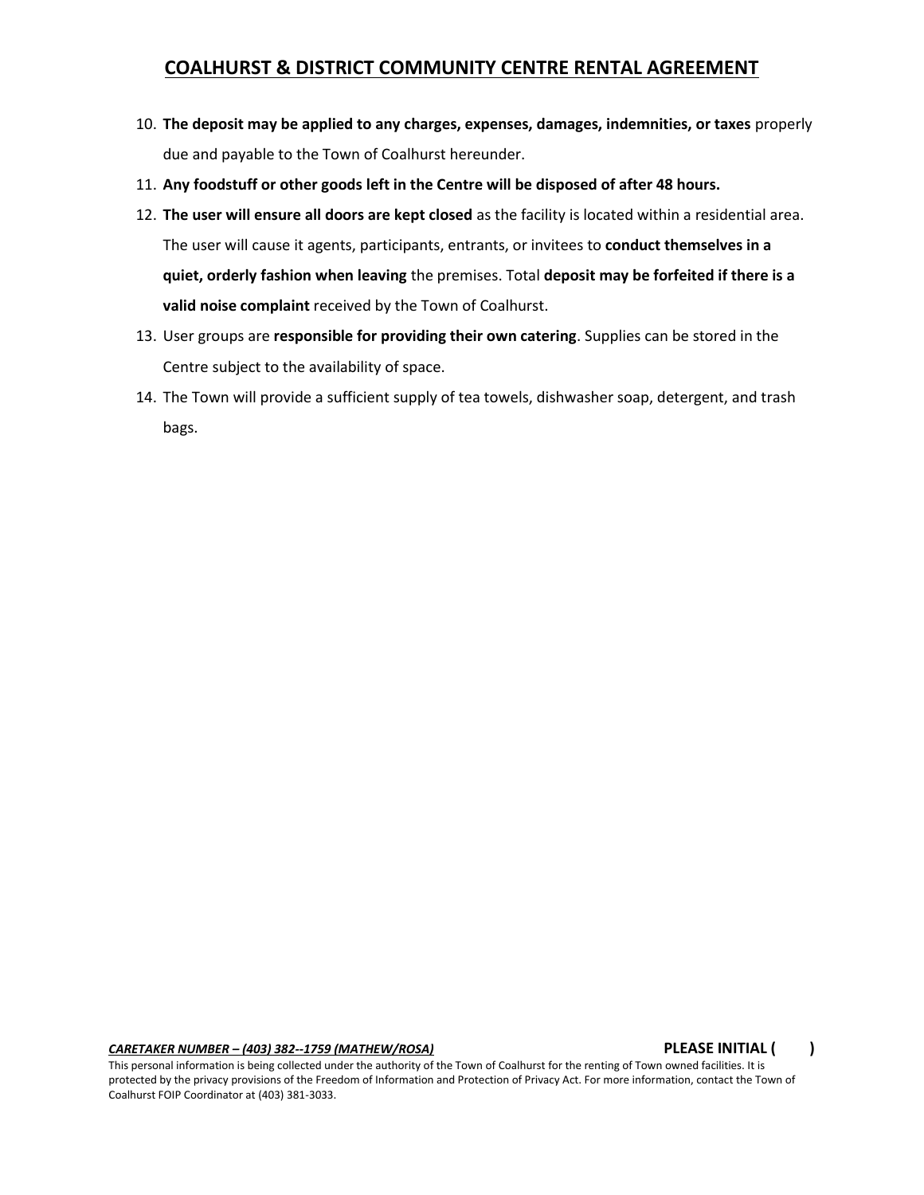# COALHURST & DISTRICT COMMUNITY CENTRE RENTAL AGREEMENT

10. **The deposit may be applied to any charges, expenses, damages, indemnities, or taxes** properly due and payable to the Town of Coalhurst hereunder.
11. **Any foodstuff or other goods left in the Centre will be disposed of after 48 hours.**
12. **The user will ensure all doors are kept closed** as the facility is located within a residential area. The user will cause it agents, participants, entrants, or invitees to **conduct themselves in a quiet, orderly fashion when leaving** the premises. Total **deposit may be forfeited if there is a valid noise complaint** received by the Town of Coalhurst.
13. User groups are **responsible for providing their own catering**. Supplies can be stored in the Centre subject to the availability of space.
14. The Town will provide a sufficient supply of tea towels, dishwasher soap, detergent, and trash bags.

***CARETAKER NUMBER – (403) 382--1759 (MATHEW/ROSA)*** **PLEASE INITIAL (        )**

This personal information is being collected under the authority of the Town of Coalhurst for the renting of Town owned facilities. It is protected by the privacy provisions of the Freedom of Information and Protection of Privacy Act. For more information, contact the Town of Coalhurst FOIP Coordinator at (403) 381-3033.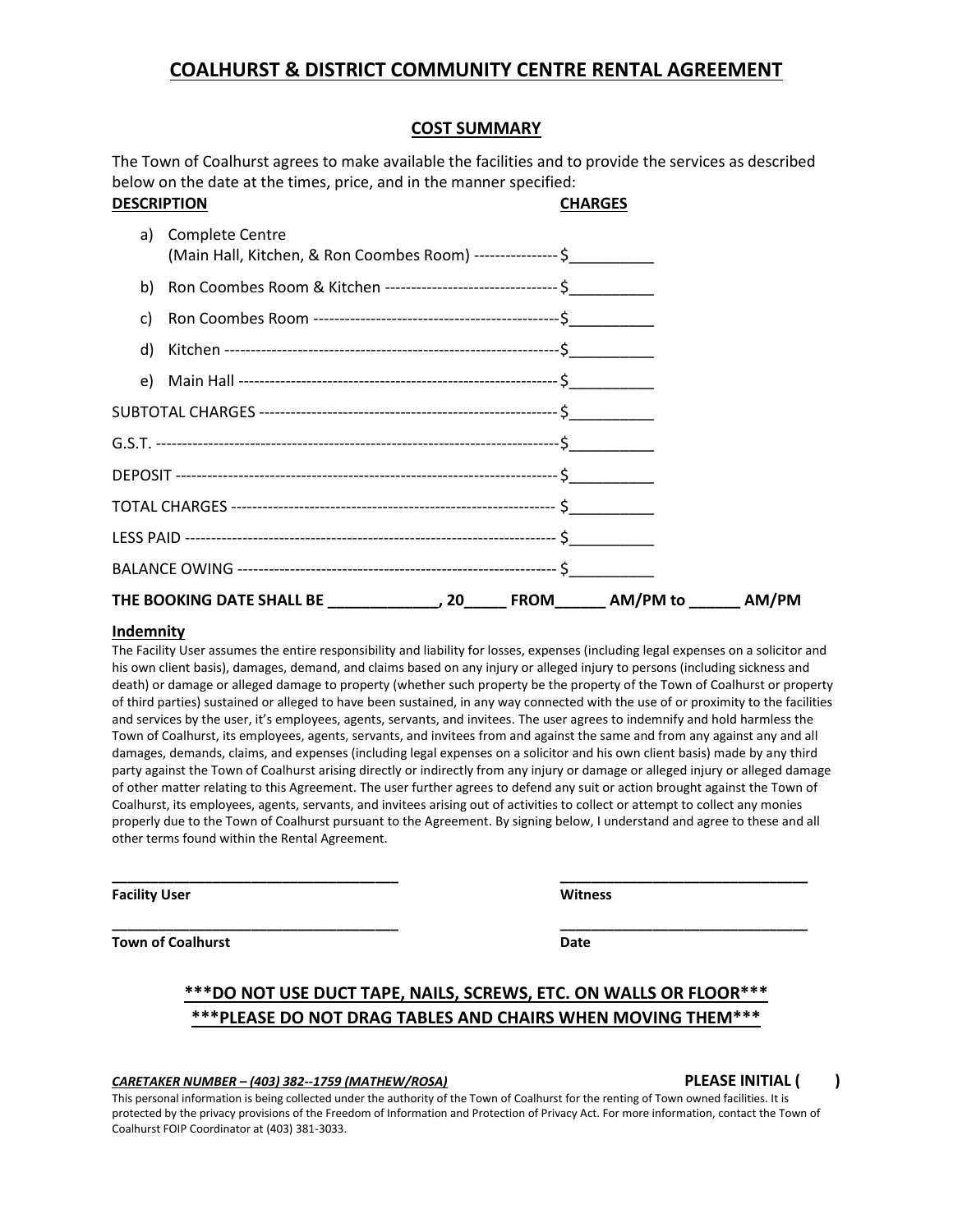# COALHURST & DISTRICT COMMUNITY CENTRE RENTAL AGREEMENT

## COST SUMMARY

The Town of Coalhurst agrees to make available the facilities and to provide the services as described below on the date at the times, price, and in the manner specified:

**DESCRIPTION** **CHARGES**

a) Complete Centre
(Main Hall, Kitchen, & Ron Coombes Room) ---------------- $__________

b) Ron Coombes Room & Kitchen --------------------------------- $__________

c) Ron Coombes Room ----------------------------------------------$__________

d) Kitchen ---------------------------------------------------------------$__________

e) Main Hall ------------------------------------------------------------ $__________

SUBTOTAL CHARGES --------------------------------------------------- $__________

G.S.T. ----------------------------------------------------------------------------$__________

DEPOSIT ----------------------------------------------------------------------- $__________

TOTAL CHARGES ------------------------------------------------------------ $__________

LESS PAID --------------------------------------------------------------------- $__________

BALANCE OWING ------------------------------------------------------------ $__________

**THE BOOKING DATE SHALL BE _____________, 20_____ FROM______ AM/PM to ______ AM/PM**

**Indemnity**

The Facility User assumes the entire responsibility and liability for losses, expenses (including legal expenses on a solicitor and his own client basis), damages, demand, and claims based on any injury or alleged injury to persons (including sickness and death) or damage or alleged damage to property (whether such property be the property of the Town of Coalhurst or property of third parties) sustained or alleged to have been sustained, in any way connected with the use of or proximity to the facilities and services by the user, it's employees, agents, servants, and invitees. The user agrees to indemnify and hold harmless the Town of Coalhurst, its employees, agents, servants, and invitees from and against the same and from any against any and all damages, demands, claims, and expenses (including legal expenses on a solicitor and his own client basis) made by any third party against the Town of Coalhurst arising directly or indirectly from any injury or damage or alleged injury or alleged damage of other matter relating to this Agreement. The user further agrees to defend any suit or action brought against the Town of Coalhurst, its employees, agents, servants, and invitees arising out of activities to collect or attempt to collect any monies properly due to the Town of Coalhurst pursuant to the Agreement. By signing below, I understand and agree to these and all other terms found within the Rental Agreement.

___________________________________ ______________________________
**Facility User** **Witness**

___________________________________ ______________________________
**Town of Coalhurst** **Date**

**\*\*\*DO NOT USE DUCT TAPE, NAILS, SCREWS, ETC. ON WALLS OR FLOOR\*\*\***

**\*\*\*PLEASE DO NOT DRAG TABLES AND CHAIRS WHEN MOVING THEM\*\*\***

***CARETAKER NUMBER – (403) 382--1759 (MATHEW/ROSA)*** **PLEASE INITIAL (        )**

This personal information is being collected under the authority of the Town of Coalhurst for the renting of Town owned facilities. It is protected by the privacy provisions of the Freedom of Information and Protection of Privacy Act. For more information, contact the Town of Coalhurst FOIP Coordinator at (403) 381-3033.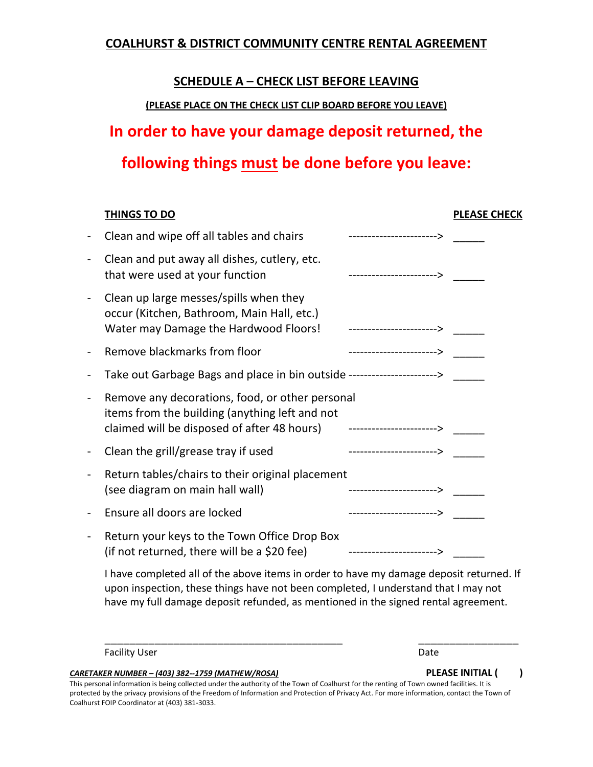# COALHURST & DISTRICT COMMUNITY CENTRE RENTAL AGREEMENT

## SCHEDULE A – CHECK LIST BEFORE LEAVING

**(PLEASE PLACE ON THE CHECK LIST CLIP BOARD BEFORE YOU LEAVE)**

## In order to have your damage deposit returned, the following things must be done before you leave:

| THINGS TO DO | | PLEASE CHECK |
|---|---|---|
| - Clean and wipe off all tables and chairs | -----------------------> | _____ |
| - Clean and put away all dishes, cutlery, etc. that were used at your function | -----------------------> | _____ |
| - Clean up large messes/spills when they occur (Kitchen, Bathroom, Main Hall, etc.) Water may Damage the Hardwood Floors! | -----------------------> | _____ |
| - Remove blackmarks from floor | -----------------------> | _____ |
| - Take out Garbage Bags and place in bin outside | -----------------------> | _____ |
| - Remove any decorations, food, or other personal items from the building (anything left and not claimed will be disposed of after 48 hours) | -----------------------> | _____ |
| - Clean the grill/grease tray if used | -----------------------> | _____ |
| - Return tables/chairs to their original placement (see diagram on main hall wall) | -----------------------> | _____ |
| - Ensure all doors are locked | -----------------------> | _____ |
| - Return your keys to the Town Office Drop Box (if not returned, there will be a $20 fee) | -----------------------> | _____ |

I have completed all of the above items in order to have my damage deposit returned. If upon inspection, these things have not been completed, I understand that I may not have my full damage deposit refunded, as mentioned in the signed rental agreement.

_____________________________________________ ____________________

Facility User Date

***CARETAKER NUMBER – (403) 382--1759 (MATHEW/ROSA)*** **PLEASE INITIAL (   )**

This personal information is being collected under the authority of the Town of Coalhurst for the renting of Town owned facilities. It is protected by the privacy provisions of the Freedom of Information and Protection of Privacy Act. For more information, contact the Town of Coalhurst FOIP Coordinator at (403) 381-3033.